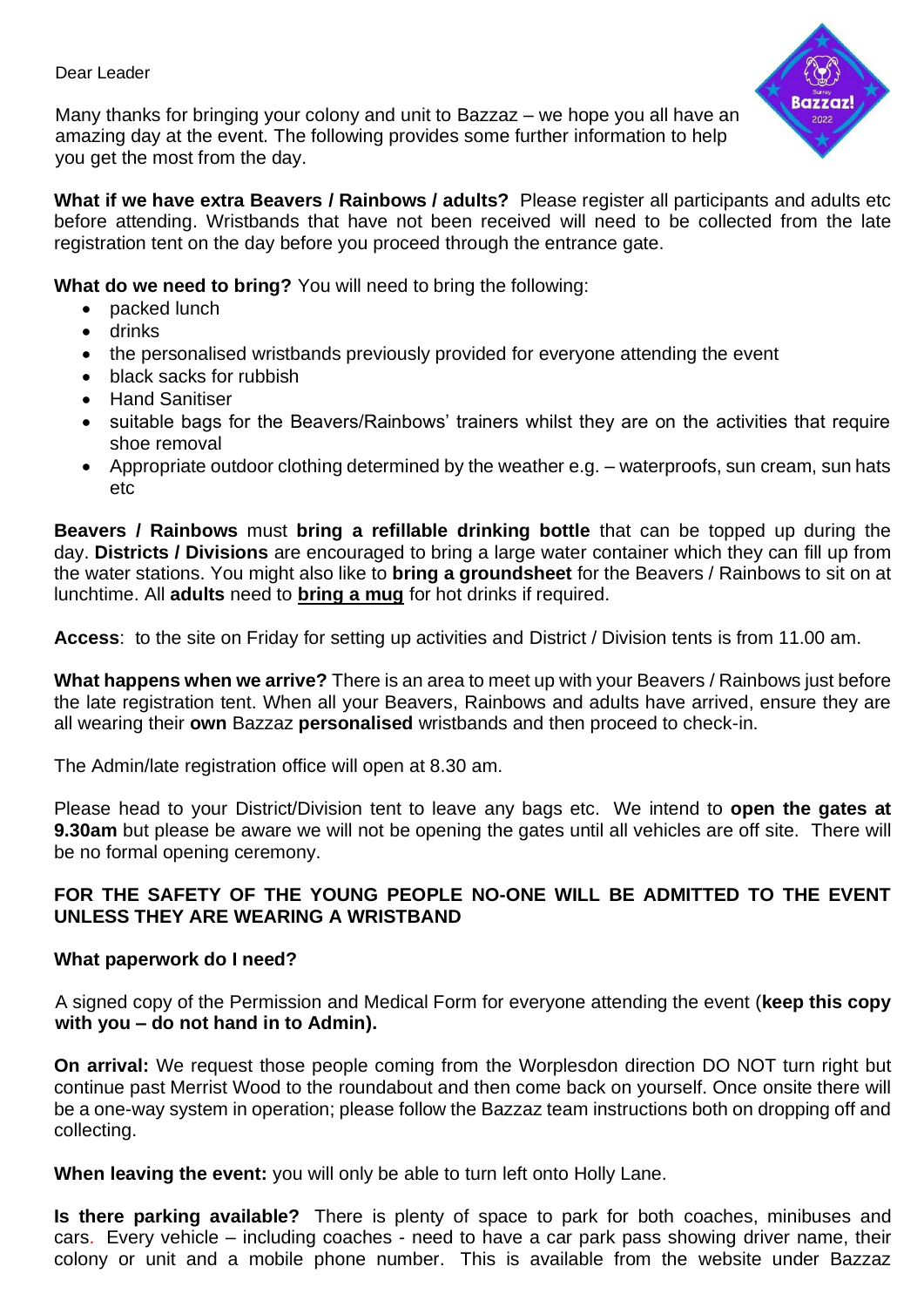Dear Leader

Many thanks for bringing your colony and unit to Bazzaz – we hope you all have an amazing day at the event. The following provides some further information to help you get the most from the day.

**What if we have extra Beavers / Rainbows / adults?** Please register all participants and adults etc before attending. Wristbands that have not been received will need to be collected from the late registration tent on the day before you proceed through the entrance gate.

**What do we need to bring?** You will need to bring the following:

- packed lunch
- drinks
- the personalised wristbands previously provided for everyone attending the event
- black sacks for rubbish
- Hand Sanitiser
- suitable bags for the Beavers/Rainbows' trainers whilst they are on the activities that require shoe removal
- Appropriate outdoor clothing determined by the weather e.g. – waterproofs, sun cream, sun hats etc

**Beavers / Rainbows** must **bring a refillable drinking bottle** that can be topped up during the day. **Districts / Divisions** are encouraged to bring a large water container which they can fill up from the water stations. You might also like to **bring a groundsheet** for the Beavers / Rainbows to sit on at lunchtime. All **adults** need to **<u>bring a mug</u>** for hot drinks if required.

**Access**: to the site on Friday for setting up activities and District / Division tents is from 11.00 am.

**What happens when we arrive?** There is an area to meet up with your Beavers / Rainbows just before the late registration tent. When all your Beavers, Rainbows and adults have arrived, ensure they are all wearing their **own** Bazzaz **personalised** wristbands and then proceed to check-in.

The Admin/late registration office will open at 8.30 am.

Please head to your District/Division tent to leave any bags etc. We intend to **open the gates at 9.30am** but please be aware we will not be opening the gates until all vehicles are off site. There will be no formal opening ceremony.

**FOR THE SAFETY OF THE YOUNG PEOPLE NO-ONE WILL BE ADMITTED TO THE EVENT UNLESS THEY ARE WEARING A WRISTBAND**

**What paperwork do I need?**

A signed copy of the Permission and Medical Form for everyone attending the event (**keep this copy with you – do not hand in to Admin).**

**On arrival:** We request those people coming from the Worplesdon direction DO NOT turn right but continue past Merrist Wood to the roundabout and then come back on yourself. Once onsite there will be a one-way system in operation; please follow the Bazzaz team instructions both on dropping off and collecting.

**When leaving the event:** you will only be able to turn left onto Holly Lane.

**Is there parking available?** There is plenty of space to park for both coaches, minibuses and cars. Every vehicle – including coaches - need to have a car park pass showing driver name, their colony or unit and a mobile phone number. This is available from the website under Bazzaz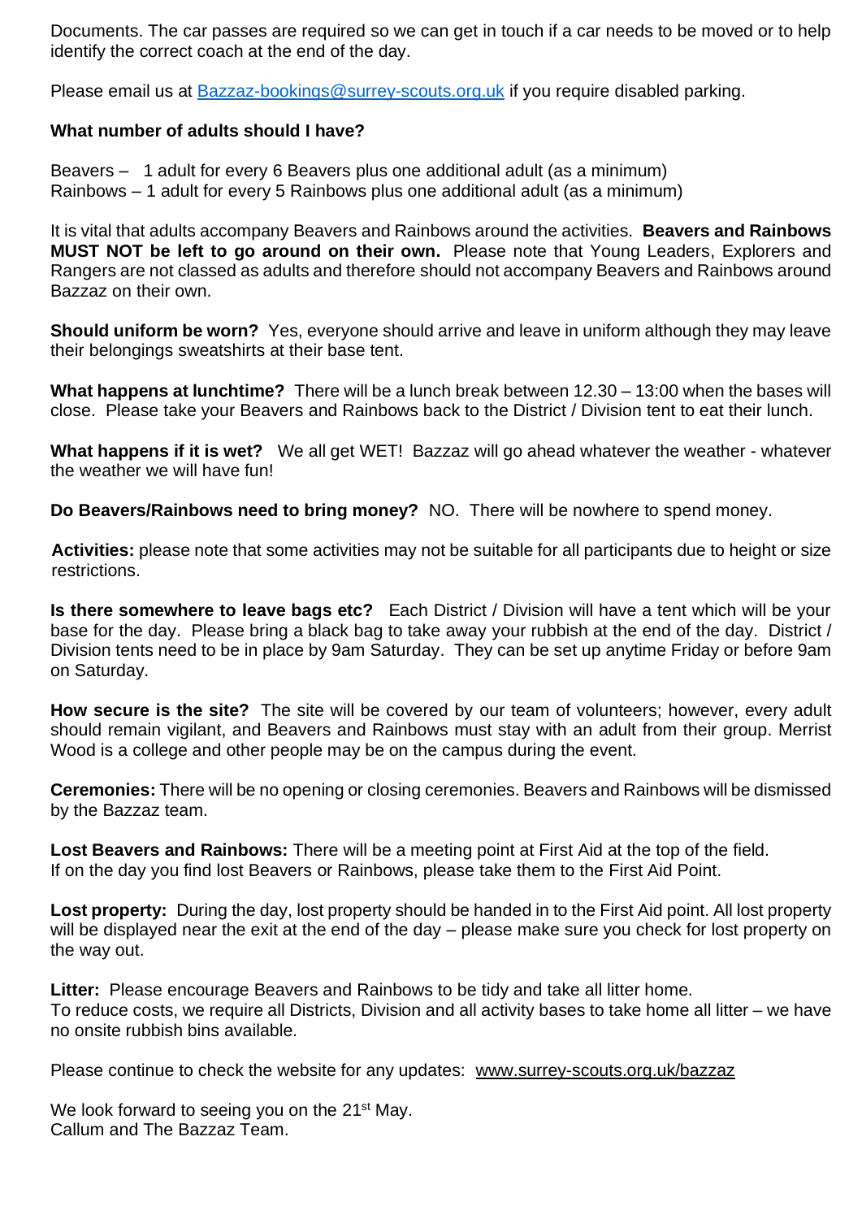Documents. The car passes are required so we can get in touch if a car needs to be moved or to help identify the correct coach at the end of the day.

Please email us at [Bazzaz-bookings@surrey-scouts.org.uk](mailto:Bazzaz-bookings@surrey-scouts.org.uk) if you require disabled parking.

**What number of adults should I have?**

Beavers – 1 adult for every 6 Beavers plus one additional adult (as a minimum)
Rainbows – 1 adult for every 5 Rainbows plus one additional adult (as a minimum)

It is vital that adults accompany Beavers and Rainbows around the activities. **Beavers and Rainbows MUST NOT be left to go around on their own.** Please note that Young Leaders, Explorers and Rangers are not classed as adults and therefore should not accompany Beavers and Rainbows around Bazzaz on their own.

**Should uniform be worn?** Yes, everyone should arrive and leave in uniform although they may leave their belongings sweatshirts at their base tent.

**What happens at lunchtime?** There will be a lunch break between 12.30 – 13:00 when the bases will close. Please take your Beavers and Rainbows back to the District / Division tent to eat their lunch.

**What happens if it is wet?** We all get WET! Bazzaz will go ahead whatever the weather - whatever the weather we will have fun!

**Do Beavers/Rainbows need to bring money?** NO. There will be nowhere to spend money.

**Activities:** please note that some activities may not be suitable for all participants due to height or size restrictions.

**Is there somewhere to leave bags etc?** Each District / Division will have a tent which will be your base for the day. Please bring a black bag to take away your rubbish at the end of the day. District / Division tents need to be in place by 9am Saturday. They can be set up anytime Friday or before 9am on Saturday.

**How secure is the site?** The site will be covered by our team of volunteers; however, every adult should remain vigilant, and Beavers and Rainbows must stay with an adult from their group. Merrist Wood is a college and other people may be on the campus during the event.

**Ceremonies:** There will be no opening or closing ceremonies. Beavers and Rainbows will be dismissed by the Bazzaz team.

**Lost Beavers and Rainbows:** There will be a meeting point at First Aid at the top of the field.
If on the day you find lost Beavers or Rainbows, please take them to the First Aid Point.

**Lost property:** During the day, lost property should be handed in to the First Aid point. All lost property will be displayed near the exit at the end of the day – please make sure you check for lost property on the way out.

**Litter:** Please encourage Beavers and Rainbows to be tidy and take all litter home.
To reduce costs, we require all Districts, Division and all activity bases to take home all litter – we have no onsite rubbish bins available.

Please continue to check the website for any updates: www.surrey-scouts.org.uk/bazzaz

We look forward to seeing you on the 21st May.
Callum and The Bazzaz Team.